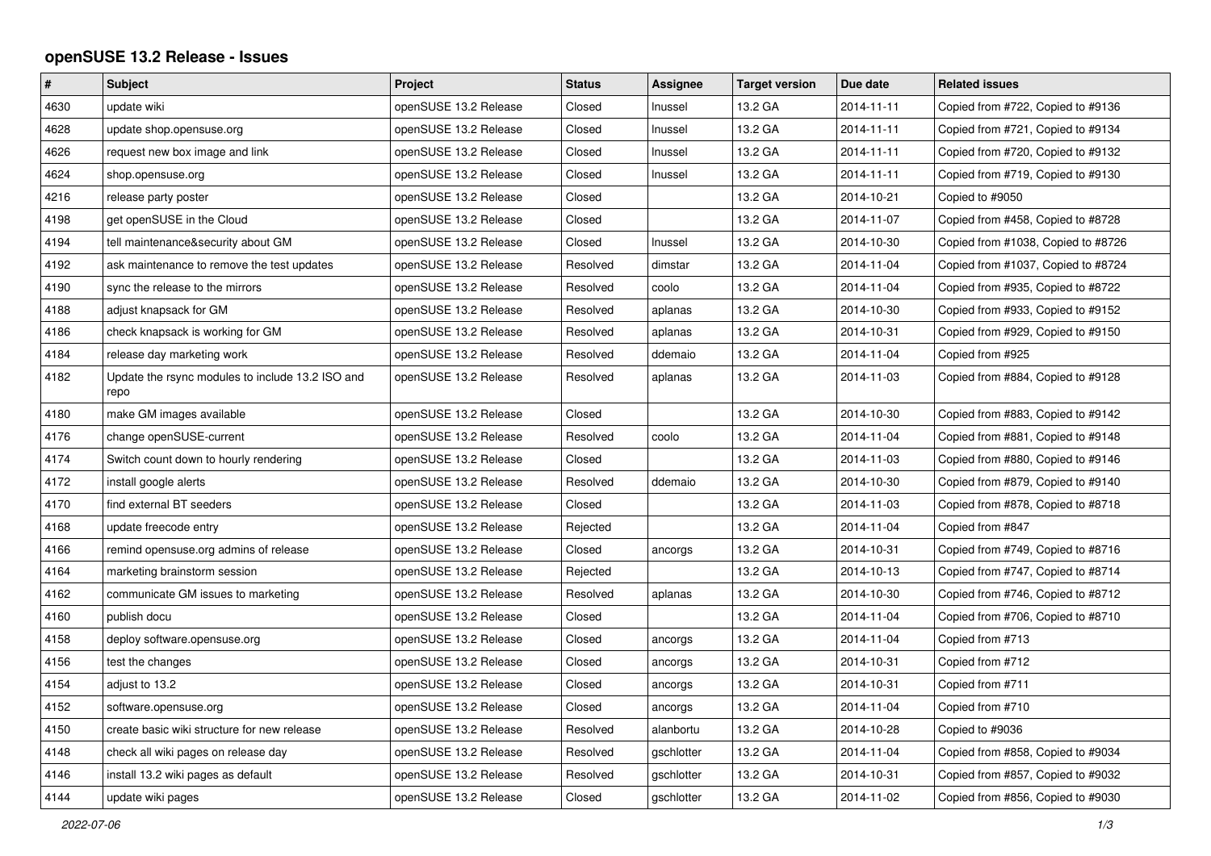# openSUSE 13.2 Release - Issues

| # | Subject | Project | Status | Assignee | Target version | Due date | Related issues |
|---|---|---|---|---|---|---|---|
| 4630 | update wiki | openSUSE 13.2 Release | Closed | lnussel | 13.2 GA | 2014-11-11 | Copied from #722, Copied to #9136 |
| 4628 | update shop.opensuse.org | openSUSE 13.2 Release | Closed | lnussel | 13.2 GA | 2014-11-11 | Copied from #721, Copied to #9134 |
| 4626 | request new box image and link | openSUSE 13.2 Release | Closed | lnussel | 13.2 GA | 2014-11-11 | Copied from #720, Copied to #9132 |
| 4624 | shop.opensuse.org | openSUSE 13.2 Release | Closed | lnussel | 13.2 GA | 2014-11-11 | Copied from #719, Copied to #9130 |
| 4216 | release party poster | openSUSE 13.2 Release | Closed | | 13.2 GA | 2014-10-21 | Copied to #9050 |
| 4198 | get openSUSE in the Cloud | openSUSE 13.2 Release | Closed | | 13.2 GA | 2014-11-07 | Copied from #458, Copied to #8728 |
| 4194 | tell maintenance&security about GM | openSUSE 13.2 Release | Closed | lnussel | 13.2 GA | 2014-10-30 | Copied from #1038, Copied to #8726 |
| 4192 | ask maintenance to remove the test updates | openSUSE 13.2 Release | Resolved | dimstar | 13.2 GA | 2014-11-04 | Copied from #1037, Copied to #8724 |
| 4190 | sync the release to the mirrors | openSUSE 13.2 Release | Resolved | coolo | 13.2 GA | 2014-11-04 | Copied from #935, Copied to #8722 |
| 4188 | adjust knapsack for GM | openSUSE 13.2 Release | Resolved | aplanas | 13.2 GA | 2014-10-30 | Copied from #933, Copied to #9152 |
| 4186 | check knapsack is working for GM | openSUSE 13.2 Release | Resolved | aplanas | 13.2 GA | 2014-10-31 | Copied from #929, Copied to #9150 |
| 4184 | release day marketing work | openSUSE 13.2 Release | Resolved | ddemaio | 13.2 GA | 2014-11-04 | Copied from #925 |
| 4182 | Update the rsync modules to include 13.2 ISO and repo | openSUSE 13.2 Release | Resolved | aplanas | 13.2 GA | 2014-11-03 | Copied from #884, Copied to #9128 |
| 4180 | make GM images available | openSUSE 13.2 Release | Closed | | 13.2 GA | 2014-10-30 | Copied from #883, Copied to #9142 |
| 4176 | change openSUSE-current | openSUSE 13.2 Release | Resolved | coolo | 13.2 GA | 2014-11-04 | Copied from #881, Copied to #9148 |
| 4174 | Switch count down to hourly rendering | openSUSE 13.2 Release | Closed | | 13.2 GA | 2014-11-03 | Copied from #880, Copied to #9146 |
| 4172 | install google alerts | openSUSE 13.2 Release | Resolved | ddemaio | 13.2 GA | 2014-10-30 | Copied from #879, Copied to #9140 |
| 4170 | find external BT seeders | openSUSE 13.2 Release | Closed | | 13.2 GA | 2014-11-03 | Copied from #878, Copied to #8718 |
| 4168 | update freecode entry | openSUSE 13.2 Release | Rejected | | 13.2 GA | 2014-11-04 | Copied from #847 |
| 4166 | remind opensuse.org admins of release | openSUSE 13.2 Release | Closed | ancorgs | 13.2 GA | 2014-10-31 | Copied from #749, Copied to #8716 |
| 4164 | marketing brainstorm session | openSUSE 13.2 Release | Rejected | | 13.2 GA | 2014-10-13 | Copied from #747, Copied to #8714 |
| 4162 | communicate GM issues to marketing | openSUSE 13.2 Release | Resolved | aplanas | 13.2 GA | 2014-10-30 | Copied from #746, Copied to #8712 |
| 4160 | publish docu | openSUSE 13.2 Release | Closed | | 13.2 GA | 2014-11-04 | Copied from #706, Copied to #8710 |
| 4158 | deploy software.opensuse.org | openSUSE 13.2 Release | Closed | ancorgs | 13.2 GA | 2014-11-04 | Copied from #713 |
| 4156 | test the changes | openSUSE 13.2 Release | Closed | ancorgs | 13.2 GA | 2014-10-31 | Copied from #712 |
| 4154 | adjust to 13.2 | openSUSE 13.2 Release | Closed | ancorgs | 13.2 GA | 2014-10-31 | Copied from #711 |
| 4152 | software.opensuse.org | openSUSE 13.2 Release | Closed | ancorgs | 13.2 GA | 2014-11-04 | Copied from #710 |
| 4150 | create basic wiki structure for new release | openSUSE 13.2 Release | Resolved | alanbortu | 13.2 GA | 2014-10-28 | Copied to #9036 |
| 4148 | check all wiki pages on release day | openSUSE 13.2 Release | Resolved | gschlotter | 13.2 GA | 2014-11-04 | Copied from #858, Copied to #9034 |
| 4146 | install 13.2 wiki pages as default | openSUSE 13.2 Release | Resolved | gschlotter | 13.2 GA | 2014-10-31 | Copied from #857, Copied to #9032 |
| 4144 | update wiki pages | openSUSE 13.2 Release | Closed | gschlotter | 13.2 GA | 2014-11-02 | Copied from #856, Copied to #9030 |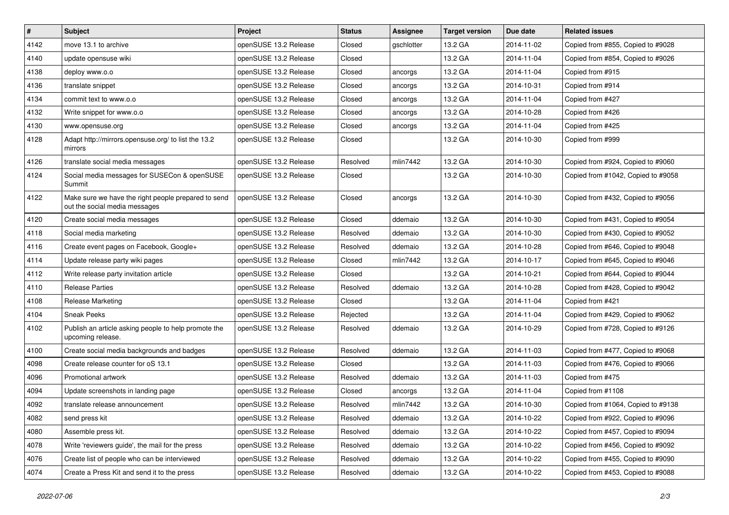| # | Subject | Project | Status | Assignee | Target version | Due date | Related issues |
|---|---|---|---|---|---|---|---|
| 4142 | move 13.1 to archive | openSUSE 13.2 Release | Closed | gschlotter | 13.2 GA | 2014-11-02 | Copied from #855, Copied to #9028 |
| 4140 | update opensuse wiki | openSUSE 13.2 Release | Closed | | 13.2 GA | 2014-11-04 | Copied from #854, Copied to #9026 |
| 4138 | deploy www.o.o | openSUSE 13.2 Release | Closed | ancorgs | 13.2 GA | 2014-11-04 | Copied from #915 |
| 4136 | translate snippet | openSUSE 13.2 Release | Closed | ancorgs | 13.2 GA | 2014-10-31 | Copied from #914 |
| 4134 | commit text to www.o.o | openSUSE 13.2 Release | Closed | ancorgs | 13.2 GA | 2014-11-04 | Copied from #427 |
| 4132 | Write snippet for www.o.o | openSUSE 13.2 Release | Closed | ancorgs | 13.2 GA | 2014-10-28 | Copied from #426 |
| 4130 | www.opensuse.org | openSUSE 13.2 Release | Closed | ancorgs | 13.2 GA | 2014-11-04 | Copied from #425 |
| 4128 | Adapt http://mirrors.opensuse.org/ to list the 13.2 mirrors | openSUSE 13.2 Release | Closed | | 13.2 GA | 2014-10-30 | Copied from #999 |
| 4126 | translate social media messages | openSUSE 13.2 Release | Resolved | mlin7442 | 13.2 GA | 2014-10-30 | Copied from #924, Copied to #9060 |
| 4124 | Social media messages for SUSECon & openSUSE Summit | openSUSE 13.2 Release | Closed | | 13.2 GA | 2014-10-30 | Copied from #1042, Copied to #9058 |
| 4122 | Make sure we have the right people prepared to send out the social media messages | openSUSE 13.2 Release | Closed | ancorgs | 13.2 GA | 2014-10-30 | Copied from #432, Copied to #9056 |
| 4120 | Create social media messages | openSUSE 13.2 Release | Closed | ddemaio | 13.2 GA | 2014-10-30 | Copied from #431, Copied to #9054 |
| 4118 | Social media marketing | openSUSE 13.2 Release | Resolved | ddemaio | 13.2 GA | 2014-10-30 | Copied from #430, Copied to #9052 |
| 4116 | Create event pages on Facebook, Google+ | openSUSE 13.2 Release | Resolved | ddemaio | 13.2 GA | 2014-10-28 | Copied from #646, Copied to #9048 |
| 4114 | Update release party wiki pages | openSUSE 13.2 Release | Closed | mlin7442 | 13.2 GA | 2014-10-17 | Copied from #645, Copied to #9046 |
| 4112 | Write release party invitation article | openSUSE 13.2 Release | Closed | | 13.2 GA | 2014-10-21 | Copied from #644, Copied to #9044 |
| 4110 | Release Parties | openSUSE 13.2 Release | Resolved | ddemaio | 13.2 GA | 2014-10-28 | Copied from #428, Copied to #9042 |
| 4108 | Release Marketing | openSUSE 13.2 Release | Closed | | 13.2 GA | 2014-11-04 | Copied from #421 |
| 4104 | Sneak Peeks | openSUSE 13.2 Release | Rejected | | 13.2 GA | 2014-11-04 | Copied from #429, Copied to #9062 |
| 4102 | Publish an article asking people to help promote the upcoming release. | openSUSE 13.2 Release | Resolved | ddemaio | 13.2 GA | 2014-10-29 | Copied from #728, Copied to #9126 |
| 4100 | Create social media backgrounds and badges | openSUSE 13.2 Release | Resolved | ddemaio | 13.2 GA | 2014-11-03 | Copied from #477, Copied to #9068 |
| 4098 | Create release counter for oS 13.1 | openSUSE 13.2 Release | Closed | | 13.2 GA | 2014-11-03 | Copied from #476, Copied to #9066 |
| 4096 | Promotional artwork | openSUSE 13.2 Release | Resolved | ddemaio | 13.2 GA | 2014-11-03 | Copied from #475 |
| 4094 | Update screenshots in landing page | openSUSE 13.2 Release | Closed | ancorgs | 13.2 GA | 2014-11-04 | Copied from #1108 |
| 4092 | translate release announcement | openSUSE 13.2 Release | Resolved | mlin7442 | 13.2 GA | 2014-10-30 | Copied from #1064, Copied to #9138 |
| 4082 | send press kit | openSUSE 13.2 Release | Resolved | ddemaio | 13.2 GA | 2014-10-22 | Copied from #922, Copied to #9096 |
| 4080 | Assemble press kit. | openSUSE 13.2 Release | Resolved | ddemaio | 13.2 GA | 2014-10-22 | Copied from #457, Copied to #9094 |
| 4078 | Write 'reviewers guide', the mail for the press | openSUSE 13.2 Release | Resolved | ddemaio | 13.2 GA | 2014-10-22 | Copied from #456, Copied to #9092 |
| 4076 | Create list of people who can be interviewed | openSUSE 13.2 Release | Resolved | ddemaio | 13.2 GA | 2014-10-22 | Copied from #455, Copied to #9090 |
| 4074 | Create a Press Kit and send it to the press | openSUSE 13.2 Release | Resolved | ddemaio | 13.2 GA | 2014-10-22 | Copied from #453, Copied to #9088 |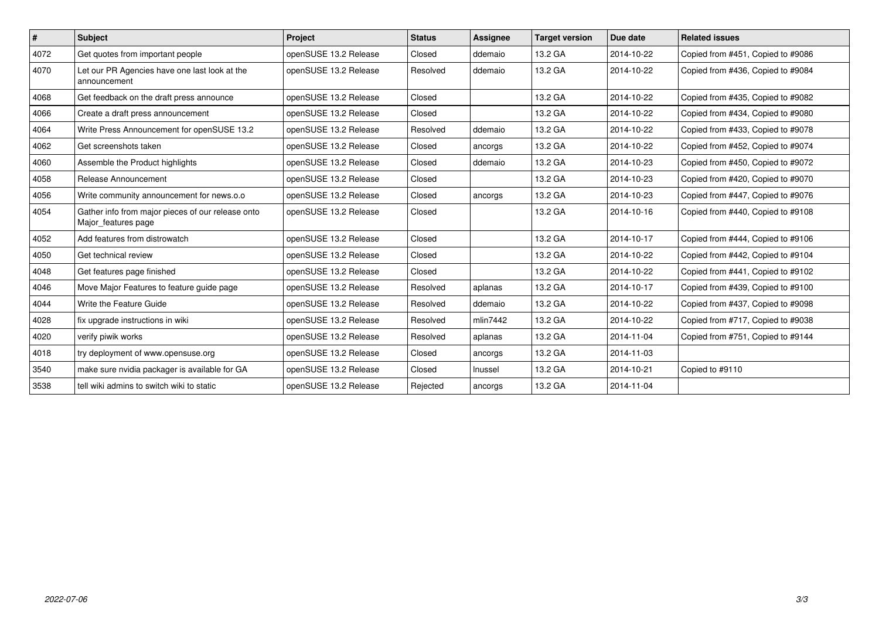| # | Subject | Project | Status | Assignee | Target version | Due date | Related issues |
| --- | --- | --- | --- | --- | --- | --- | --- |
| 4072 | Get quotes from important people | openSUSE 13.2 Release | Closed | ddemaio | 13.2 GA | 2014-10-22 | Copied from #451, Copied to #9086 |
| 4070 | Let our PR Agencies have one last look at the announcement | openSUSE 13.2 Release | Resolved | ddemaio | 13.2 GA | 2014-10-22 | Copied from #436, Copied to #9084 |
| 4068 | Get feedback on the draft press announce | openSUSE 13.2 Release | Closed | | 13.2 GA | 2014-10-22 | Copied from #435, Copied to #9082 |
| 4066 | Create a draft press announcement | openSUSE 13.2 Release | Closed | | 13.2 GA | 2014-10-22 | Copied from #434, Copied to #9080 |
| 4064 | Write Press Announcement for openSUSE 13.2 | openSUSE 13.2 Release | Resolved | ddemaio | 13.2 GA | 2014-10-22 | Copied from #433, Copied to #9078 |
| 4062 | Get screenshots taken | openSUSE 13.2 Release | Closed | ancorgs | 13.2 GA | 2014-10-22 | Copied from #452, Copied to #9074 |
| 4060 | Assemble the Product highlights | openSUSE 13.2 Release | Closed | ddemaio | 13.2 GA | 2014-10-23 | Copied from #450, Copied to #9072 |
| 4058 | Release Announcement | openSUSE 13.2 Release | Closed | | 13.2 GA | 2014-10-23 | Copied from #420, Copied to #9070 |
| 4056 | Write community announcement for news.o.o | openSUSE 13.2 Release | Closed | ancorgs | 13.2 GA | 2014-10-23 | Copied from #447, Copied to #9076 |
| 4054 | Gather info from major pieces of our release onto Major_features page | openSUSE 13.2 Release | Closed | | 13.2 GA | 2014-10-16 | Copied from #440, Copied to #9108 |
| 4052 | Add features from distrowatch | openSUSE 13.2 Release | Closed | | 13.2 GA | 2014-10-17 | Copied from #444, Copied to #9106 |
| 4050 | Get technical review | openSUSE 13.2 Release | Closed | | 13.2 GA | 2014-10-22 | Copied from #442, Copied to #9104 |
| 4048 | Get features page finished | openSUSE 13.2 Release | Closed | | 13.2 GA | 2014-10-22 | Copied from #441, Copied to #9102 |
| 4046 | Move Major Features to feature guide page | openSUSE 13.2 Release | Resolved | aplanas | 13.2 GA | 2014-10-17 | Copied from #439, Copied to #9100 |
| 4044 | Write the Feature Guide | openSUSE 13.2 Release | Resolved | ddemaio | 13.2 GA | 2014-10-22 | Copied from #437, Copied to #9098 |
| 4028 | fix upgrade instructions in wiki | openSUSE 13.2 Release | Resolved | mlin7442 | 13.2 GA | 2014-10-22 | Copied from #717, Copied to #9038 |
| 4020 | verify piwik works | openSUSE 13.2 Release | Resolved | aplanas | 13.2 GA | 2014-11-04 | Copied from #751, Copied to #9144 |
| 4018 | try deployment of www.opensuse.org | openSUSE 13.2 Release | Closed | ancorgs | 13.2 GA | 2014-11-03 | |
| 3540 | make sure nvidia packager is available for GA | openSUSE 13.2 Release | Closed | lnussel | 13.2 GA | 2014-10-21 | Copied to #9110 |
| 3538 | tell wiki admins to switch wiki to static | openSUSE 13.2 Release | Rejected | ancorgs | 13.2 GA | 2014-11-04 | |